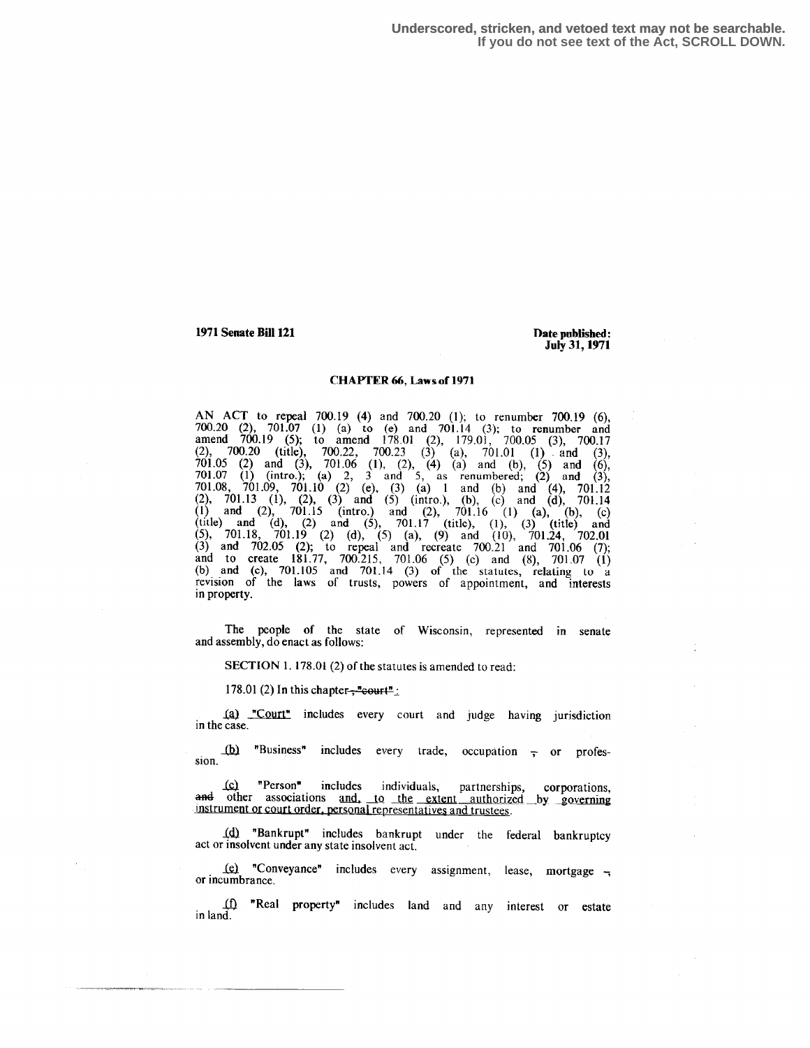Underscored, stricken, and vetoed text may not be searchable.
If you do not see text of the Act, SCROLL DOWN.

**1971 Senate Bill 121**

**Date published:**
**July 31, 1971**

## CHAPTER 66, Laws of 1971

AN ACT to repeal 700.19 (4) and 700.20 (1); to renumber 700.19 (6), 700.20 (2), 701.07 (1) (a) to (e) and 701.14 (3); to renumber and amend 700.19 (5); to amend 178.01 (2), 179.01, 700.05 (3), 700.17 (2), 700.20 (title), 700.22, 700.23 (3) (a), 701.01 (1) and (3), 701.05 (2) and (3), 701.06 (1), (2), (4) (a) and (b), (5) and (6), 701.07 (1) (intro.); (a) 2, 3 and 5, as renumbered; (2) and (3), 701.08, 701.09, 701.10 (2) (e), (3) (a) 1 and (b) and (4), 701.12 (2), 701.13 (1), (2), (3) and (5) (intro.), (b), (c) and (d), 701.14 (1) and (2), 701.15 (intro.) and (2), 701.16 (1) (a), (b), (c) (title) and (d), (2) and (5), 701.17 (title), (1), (3) (title) and (5), 701.18, 701.19 (2) (d), (5) (a), (9) and (10), 701.24, 702.01 (3) and 702.05 (2); to repeal and recreate 700.21 and 701.06 (7); and to create 181.77, 700.215, 701.06 (5) (c) and (8), 701.07 (1) (b) and (c), 701.105 and 701.14 (3) of the statutes, relating to a revision of the laws of trusts, powers of appointment, and interests in property.

The people of the state of Wisconsin, represented in senate and assembly, do enact as follows:

SECTION 1. 178.01 (2) of the statutes is amended to read:

178.01 (2) In this chapter~~, "court"~~:

(a) "Court" includes every court and judge having jurisdiction in the case.

(b) "Business" includes every trade, occupation ~~,~~ or profession.

(c) "Person" includes individuals, partnerships, corporations, ~~and~~ other associations and, to the extent authorized by governing instrument or court order, personal representatives and trustees.

(d) "Bankrupt" includes bankrupt under the federal bankruptcy act or insolvent under any state insolvent act.

(e) "Conveyance" includes every assignment, lease, mortgage ~~,~~ or incumbrance.

(f) "Real property" includes land and any interest or estate in land.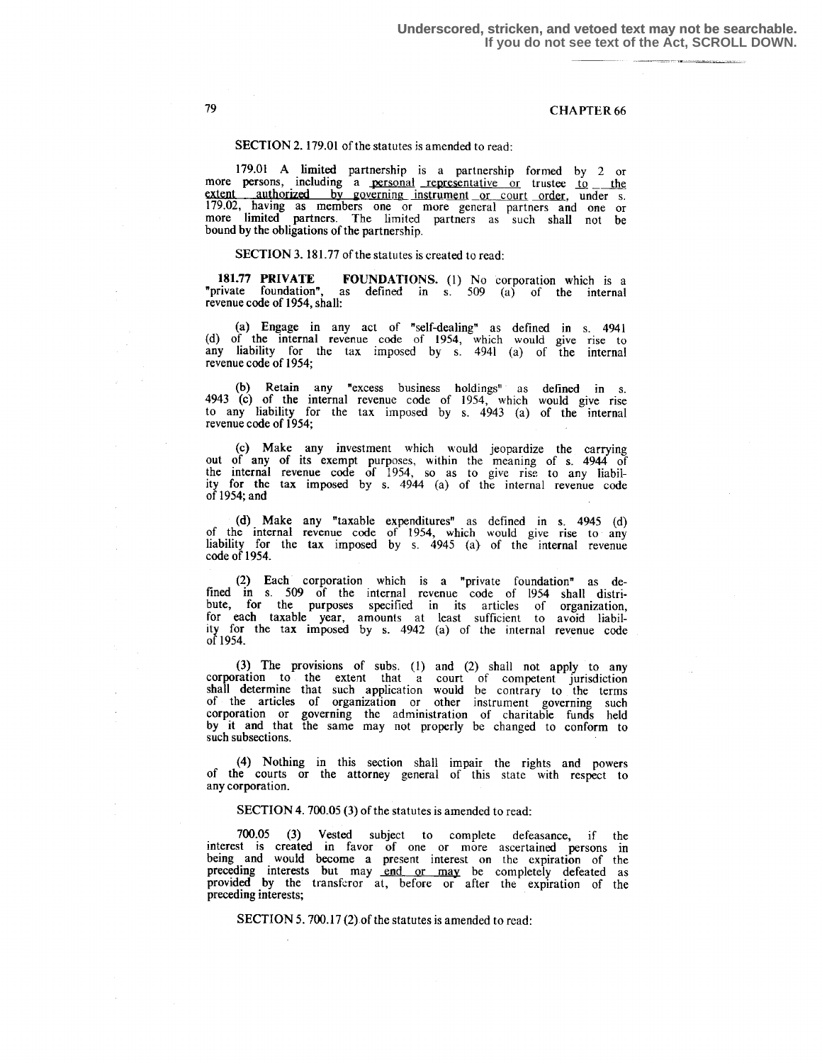SECTION 2. 179.01 of the statutes is amended to read:

179.01 A limited partnership is a partnership formed by 2 or more persons, including a personal representative or trustee to the extent authorized by governing instrument or court order, under s. 179.02, having as members one or more general partners and one or more limited partners. The limited partners as such shall not be bound by the obligations of the partnership.

SECTION 3. 181.77 of the statutes is created to read:

**181.77 PRIVATE FOUNDATIONS.** (1) No corporation which is a "private foundation", as defined in s. 509 (a) of the internal revenue code of 1954, shall:

(a) Engage in any act of "self-dealing" as defined in s. 4941 (d) of the internal revenue code of 1954, which would give rise to any liability for the tax imposed by s. 4941 (a) of the internal revenue code of 1954;

(b) Retain any "excess business holdings" as defined in s. 4943 (c) of the internal revenue code of 1954, which would give rise to any liability for the tax imposed by s. 4943 (a) of the internal revenue code of 1954;

(c) Make any investment which would jeopardize the carrying out of any of its exempt purposes, within the meaning of s. 4944 of the internal revenue code of 1954, so as to give rise to any liability for the tax imposed by s. 4944 (a) of the internal revenue code of 1954; and

(d) Make any "taxable expenditures" as defined in s. 4945 (d) of the internal revenue code of 1954, which would give rise to any liability for the tax imposed by s. 4945 (a) of the internal revenue code of 1954.

(2) Each corporation which is a "private foundation" as defined in s. 509 of the internal revenue code of 1954 shall distribute, for the purposes specified in its articles of organization, for each taxable year, amounts at least sufficient to avoid liability for the tax imposed by s. 4942 (a) of the internal revenue code of 1954.

(3) The provisions of subs. (1) and (2) shall not apply to any corporation to the extent that a court of competent jurisdiction shall determine that such application would be contrary to the terms of the articles of organization or other instrument governing such corporation or governing the administration of charitable funds held by it and that the same may not properly be changed to conform to such subsections.

(4) Nothing in this section shall impair the rights and powers of the courts or the attorney general of this state with respect to any corporation.

SECTION 4. 700.05 (3) of the statutes is amended to read:

700.05 (3) Vested subject to complete defeasance, if the interest is created in favor of one or more ascertained persons in being and would become a present interest on the expiration of the preceding interests but may end or may be completely defeated as provided by the transferor at, before or after the expiration of the preceding interests;

SECTION 5. 700.17 (2) of the statutes is amended to read: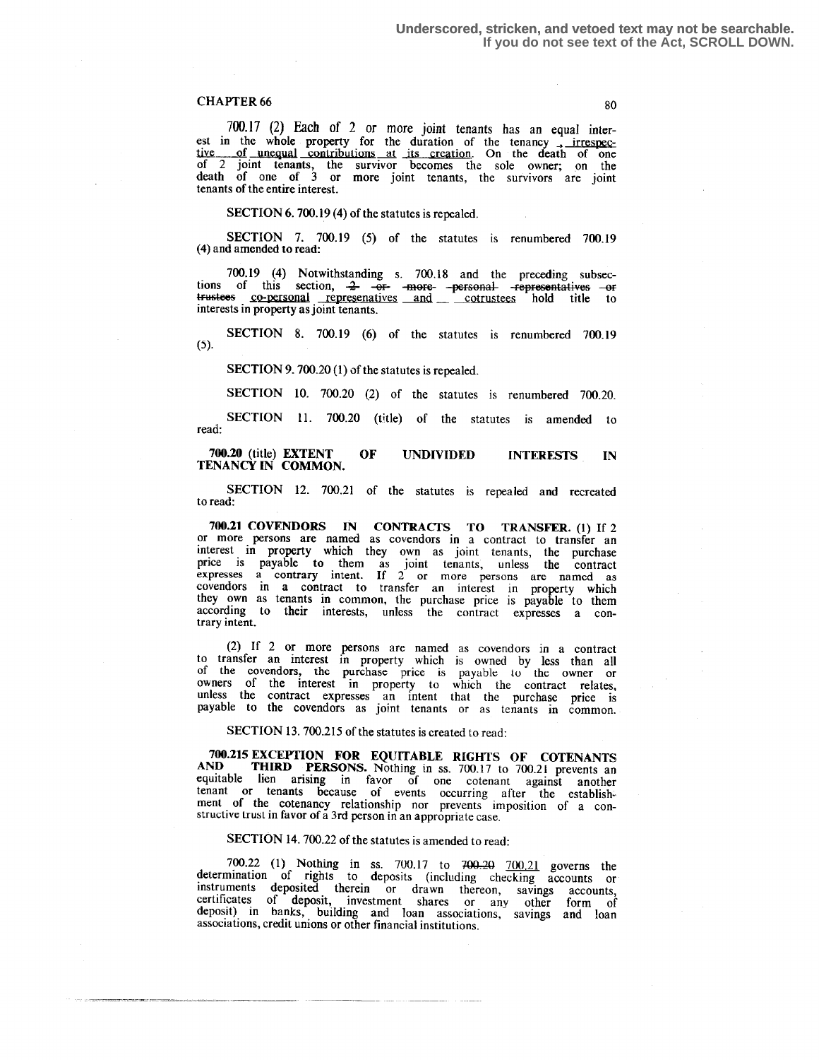Underscored, stricken, and vetoed text may not be searchable.
If you do not see text of the Act, SCROLL DOWN.

CHAPTER 66

700.17 (2) Each of 2 or more joint tenants has an equal interest in the whole property for the duration of the tenancy , irrespective of unequal contributions at its creation. On the death of one of 2 joint tenants, the survivor becomes the sole owner; on the death of one of 3 or more joint tenants, the survivors are joint tenants of the entire interest.

SECTION 6. 700.19 (4) of the statutes is repealed.

SECTION 7. 700.19 (5) of the statutes is renumbered 700.19 (4) and amended to read:

700.19 (4) Notwithstanding s. 700.18 and the preceding subsections of this section, ~~2 or more personal representatives or trustees~~ co-personal represenatives and cotrustees hold title to interests in property as joint tenants.

SECTION 8. 700.19 (6) of the statutes is renumbered 700.19 (5).

SECTION 9. 700.20 (1) of the statutes is repealed.

SECTION 10. 700.20 (2) of the statutes is renumbered 700.20.

SECTION 11. 700.20 (title) of the statutes is amended to read:

**700.20** (title) **EXTENT OF UNDIVIDED INTERESTS IN TENANCY IN COMMON.**

SECTION 12. 700.21 of the statutes is repealed and recreated to read:

**700.21 COVENDORS IN CONTRACTS TO TRANSFER.** (1) If 2 or more persons are named as covendors in a contract to transfer an interest in property which they own as joint tenants, the purchase price is payable to them as joint tenants, unless the contract expresses a contrary intent. If 2 or more persons are named as covendors in a contract to transfer an interest in property which they own as tenants in common, the purchase price is payable to them according to their interests, unless the contract expresses a contrary intent.

(2) If 2 or more persons are named as covendors in a contract to transfer an interest in property which is owned by less than all of the covendors, the purchase price is payable to the owner or owners of the interest in property to which the contract relates, unless the contract expresses an intent that the purchase price is payable to the covendors as joint tenants or as tenants in common.

SECTION 13. 700.215 of the statutes is created to read:

**700.215 EXCEPTION FOR EQUITABLE RIGHTS OF COTENANTS AND THIRD PERSONS.** Nothing in ss. 700.17 to 700.21 prevents an equitable lien arising in favor of one cotenant against another tenant or tenants because of events occurring after the establishment of the cotenancy relationship nor prevents imposition of a constructive trust in favor of a 3rd person in an appropriate case.

SECTION 14. 700.22 of the statutes is amended to read:

700.22 (1) Nothing in ss. 700.17 to ~~700.20~~ 700.21 governs the determination of rights to deposits (including checking accounts or instruments deposited therein or drawn thereon, savings accounts, certificates of deposit, investment shares or any other form of deposit) in banks, building and loan associations, savings and loan associations, credit unions or other financial institutions.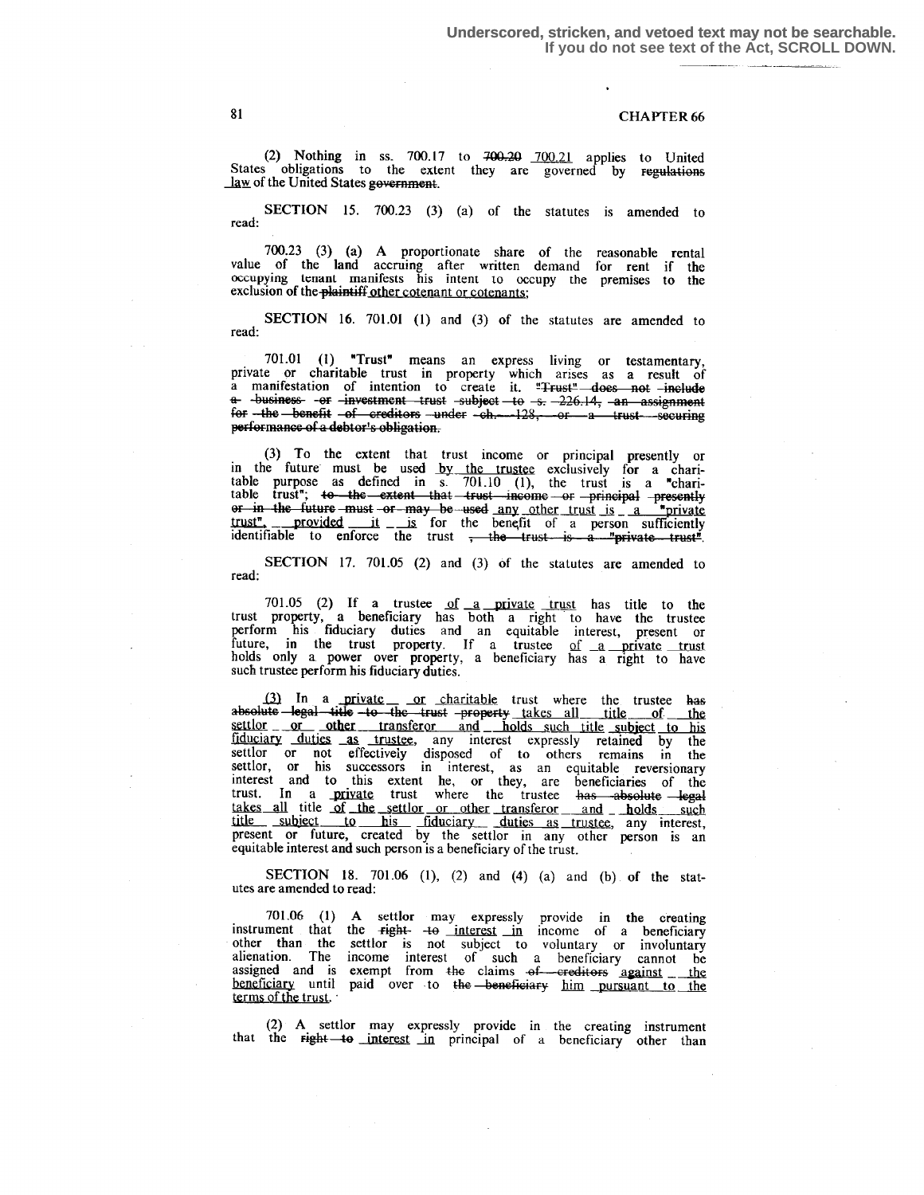Underscored, stricken, and vetoed text may not be searchable.
If you do not see text of the Act, SCROLL DOWN.

CHAPTER 66

(2) Nothing in ss. 700.17 to ~~700.20~~ 700.21 applies to United States obligations to the extent they are governed by ~~regulations~~ law of the United States ~~government~~.

**SECTION 15.** 700.23 (3) (a) of the statutes is amended to read:

700.23 (3) (a) A proportionate share of the reasonable rental value of the land accruing after written demand for rent if the occupying tenant manifests his intent to occupy the premises to the exclusion of the ~~plaintiff~~ other cotenant or cotenants;

**SECTION 16.** 701.01 (1) and (3) of the statutes are amended to read:

701.01 (1) "Trust" means an express living or testamentary, private or charitable trust in property which arises as a result of a manifestation of intention to create it. ~~"Trust" does not include a business or investment trust subject to s. 226.14, an assignment for the benefit of creditors under ch. 128, or a trust securing performance of a debtor's obligation.~~

(3) To the extent that trust income or principal presently or in the future must be used by the trustee exclusively for a charitable purpose as defined in s. 701.10 (1), the trust is a "charitable trust"; ~~to the extent that trust income or principal presently or in the future must or may be used~~ any other trust is a "private trust", provided it is for the benefit of a person sufficiently identifiable to enforce the trust ~~, the trust is a "private trust"~~.

**SECTION 17.** 701.05 (2) and (3) of the statutes are amended to read:

701.05 (2) If a trustee of a private trust has title to the trust property, a beneficiary has both a right to have the trustee perform his fiduciary duties and an equitable interest, present or future, in the trust property. If a trustee of a private trust holds only a power over property, a beneficiary has a right to have such trustee perform his fiduciary duties.

(3) In a private or charitable trust where the trustee ~~has absolute legal title to the trust property~~ takes all title of the settlor or other transferor and holds such title subject to his fiduciary duties as trustee, any interest expressly retained by the settlor or not effectively disposed of to others remains in the settlor, or his successors in interest, as an equitable reversionary interest and to this extent he, or they, are beneficiaries of the trust. In a private trust where the trustee ~~has absolute legal~~ takes all title of the settlor or other transferor and holds such title subject to his fiduciary duties as trustee, any interest, present or future, created by the settlor in any other person is an equitable interest and such person is a beneficiary of the trust.

**SECTION 18.** 701.06 (1), (2) and (4) (a) and (b) of the statutes are amended to read:

701.06 (1) A settlor may expressly provide in the creating instrument that the ~~right to~~ interest in income of a beneficiary other than the settlor is not subject to voluntary or involuntary alienation. The income interest of such a beneficiary cannot be assigned and is exempt from ~~the~~ claims ~~of creditors~~ against the beneficiary until paid over to ~~the beneficiary~~ him pursuant to the terms of the trust.

(2) A settlor may expressly provide in the creating instrument that the ~~right to~~ interest in principal of a beneficiary other than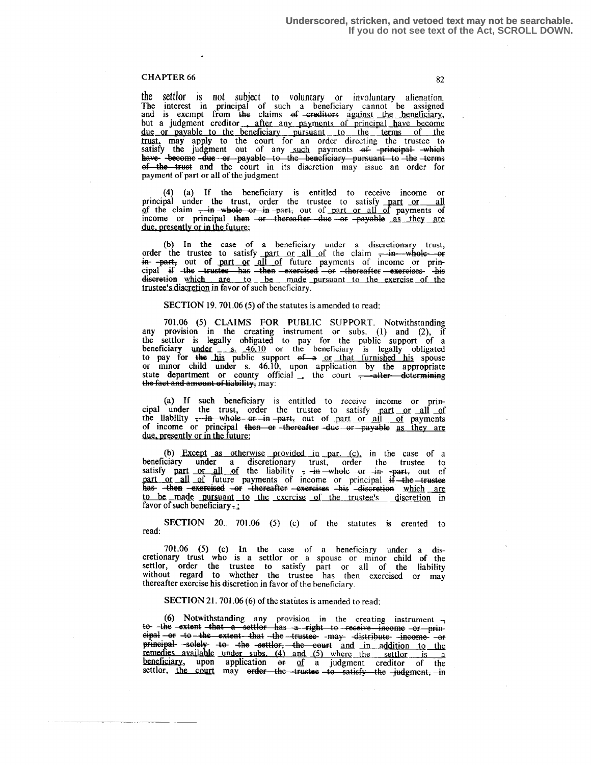Underscored, stricken, and vetoed text may not be searchable.
If you do not see text of the Act, SCROLL DOWN.

CHAPTER 66

the settlor is not subject to voluntary or involuntary alienation. The interest in principal of such a beneficiary cannot be assigned and is exempt from ~~the~~ claims ~~of creditors~~ against the beneficiary, but a judgment creditor , after any payments of principal have become due or payable to the beneficiary pursuant to the terms of the trust, may apply to the court for an order directing the trustee to satisfy the judgment out of any such payments ~~of principal which have become due or payable to the beneficiary pursuant to the terms of the trust~~ and the court in its discretion may issue an order for payment of part or all of the judgment.

(4) (a) If the beneficiary is entitled to receive income or principal under the trust, order the trustee to satisfy part or all of the claim ~~, in whole or in part,~~ out of part or all of payments of income or principal ~~then or thereafter due or payable~~ as they are due, presently or in the future;

(b) In the case of a beneficiary under a discretionary trust, order the trustee to satisfy part or all of the claim ~~, in whole or in part,~~ out of part or all of future payments of income or principal ~~if the trustee has then exercised or thereafter exercises his discretion~~ which are to be made pursuant to the exercise of the trustee's discretion in favor of such beneficiary.

SECTION 19. 701.06 (5) of the statutes is amended to read:

701.06 (5) CLAIMS FOR PUBLIC SUPPORT. Notwithstanding any provision in the creating instrument or subs. (1) and (2), if the settlor is legally obligated to pay for the public support of a beneficiary under s. 46.10 or the beneficiary is legally obligated to pay for ~~the~~ his public support ~~of a~~ or that furnished his spouse or minor child under s. 46.10, upon application by the appropriate state department or county official , the court ~~, after determining the fact and amount of liability,~~ may:

(a) If such beneficiary is entitled to receive income or principal under the trust, order the trustee to satisfy part or all of the liability ~~, in whole or in part,~~ out of part or all of payments of income or principal ~~then or thereafter due or payable~~ as they are due, presently or in the future;

(b) Except as otherwise provided in par. (c), in the case of a beneficiary under a discretionary trust, order the trustee to satisfy part or all of the liability ~~, in whole or in part,~~ out of part or all of future payments of income or principal ~~if the trustee has then exercised or thereafter exercises his discretion~~ which are to be made pursuant to the exercise of the trustee's discretion in favor of such beneficiary ~~.~~ ;

SECTION 20. 701.06 (5) (c) of the statutes is created to read:

701.06 (5) (c) In the case of a beneficiary under a discretionary trust who is a settlor or a spouse or minor child of the settlor, order the trustee to satisfy part or all of the liability without regard to whether the trustee has then exercised or may thereafter exercise his discretion in favor of the beneficiary.

SECTION 21. 701.06 (6) of the statutes is amended to read:

(6) Notwithstanding any provision in the creating instrument ~~, to the extent that a settlor has a right to receive income or principal or to the extent that the trustee may distribute income or principal solely to the settlor, the court~~ and in addition to the remedies available under subs. (4) and (5) where the settlor is a beneficiary, upon application ~~or~~ of a judgment creditor of the settlor, the court may ~~order the trustee to satisfy the judgment, in~~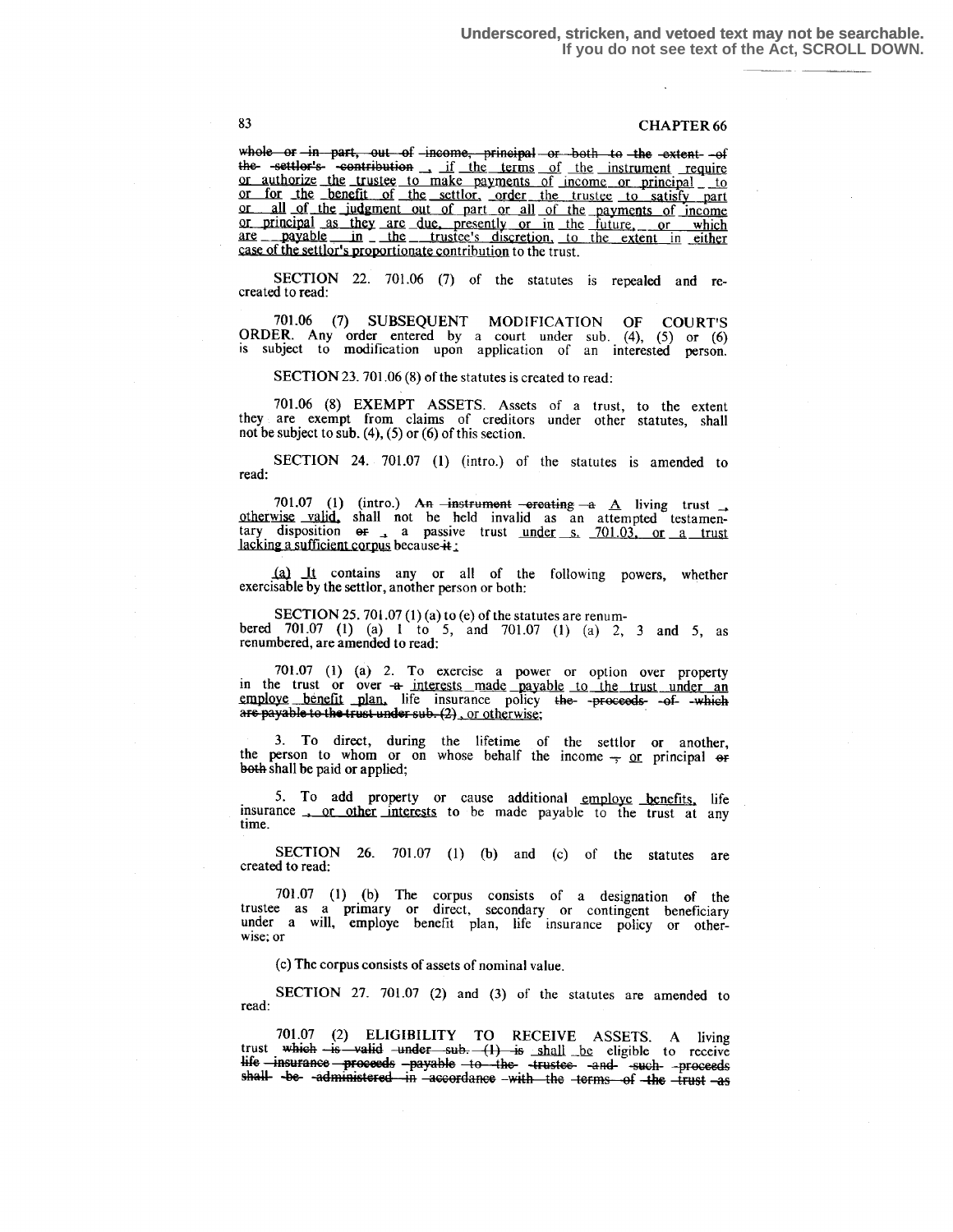whole or in part, out of income, principal or both to the extent of the settlor's contribution , if the terms of the instrument require or authorize the trustee to make payments of income or principal to or for the benefit of the settlor, order the trustee to satisfy part or all of the judgment out of part or all of the payments of income or principal as they are due, presently or in the future, or which are payable in the trustee's discretion, to the extent in either case of the settlor's proportionate contribution to the trust.

SECTION 22. 701.06 (7) of the statutes is repealed and recreated to read:

701.06 (7) SUBSEQUENT MODIFICATION OF COURT'S ORDER. Any order entered by a court under sub. (4), (5) or (6) is subject to modification upon application of an interested person.

SECTION 23. 701.06 (8) of the statutes is created to read:

701.06 (8) EXEMPT ASSETS. Assets of a trust, to the extent they are exempt from claims of creditors under other statutes, shall not be subject to sub. (4), (5) or (6) of this section.

SECTION 24. 701.07 (1) (intro.) of the statutes is amended to read:

701.07 (1) (intro.) An instrument creating a A living trust , otherwise valid, shall not be held invalid as an attempted testamentary disposition or , a passive trust under s. 701.03, or a trust lacking a sufficient corpus because it :

(a) It contains any or all of the following powers, whether exercisable by the settlor, another person or both:

SECTION 25. 701.07 (1) (a) to (e) of the statutes are renumbered 701.07 (1) (a) 1 to 5, and 701.07 (1) (a) 2, 3 and 5, as renumbered, are amended to read:

701.07 (1) (a) 2. To exercise a power or option over property in the trust or over a interests made payable to the trust under an employe benefit plan, life insurance policy the proceeds of which are payable to the trust under sub. (2) , or otherwise;

3. To direct, during the lifetime of the settlor or another, the person to whom or on whose behalf the income , or principal or both shall be paid or applied;

5. To add property or cause additional employe benefits, life insurance , or other interests to be made payable to the trust at any time.

SECTION 26. 701.07 (1) (b) and (c) of the statutes are created to read:

701.07 (1) (b) The corpus consists of a designation of the trustee as a primary or direct, secondary or contingent beneficiary under a will, employe benefit plan, life insurance policy or otherwise; or

(c) The corpus consists of assets of nominal value.

SECTION 27. 701.07 (2) and (3) of the statutes are amended to read:

701.07 (2) ELIGIBILITY TO RECEIVE ASSETS. A living trust which is valid under sub. (1) is shall be eligible to receive life insurance proceeds payable to the trustee and such proceeds shall be administered in accordance with the terms of the trust as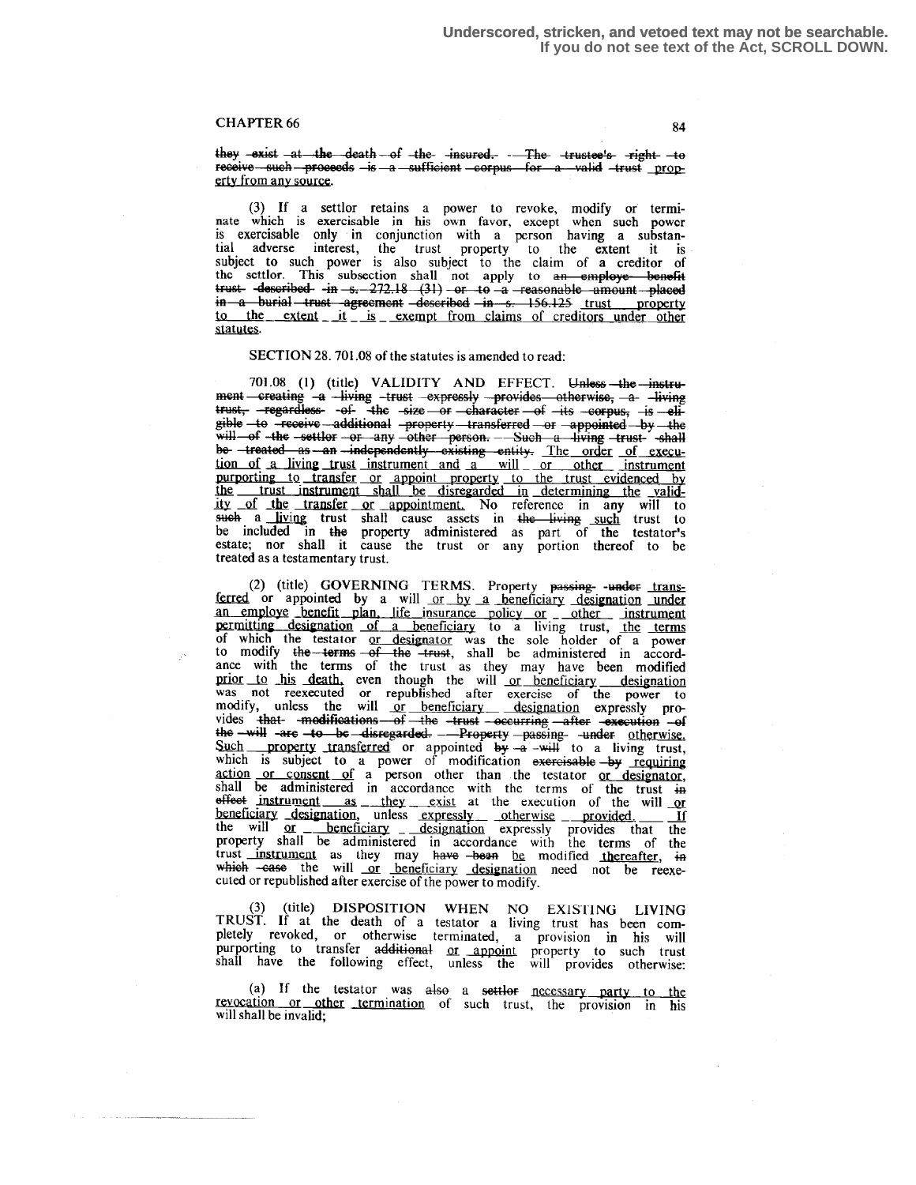Underscored, stricken, and vetoed text may not be searchable.
If you do not see text of the Act, SCROLL DOWN.

CHAPTER 66

they ~~exist at the death of the insured. The trustee's right to receive such proceeds is a sufficient corpus for a valid trust~~ property from any source.

(3) If a settlor retains a power to revoke, modify or terminate which is exercisable in his own favor, except when such power is exercisable only in conjunction with a person having a substantial adverse interest, the trust property to the extent it is subject to such power is also subject to the claim of a creditor of the settlor. This subsection shall not apply to ~~an employe benefit trust described in s. 272.18 (31) or to a reasonable amount placed in a burial trust agreement described in s. 156.125~~ trust property to the extent it is exempt from claims of creditors under other statutes.

SECTION 28. 701.08 of the statutes is amended to read:

701.08 (1) (title) VALIDITY AND EFFECT. ~~Unless the instrument creating a living trust expressly provides otherwise, a living trust, regardless of the size or character of its corpus, is eligible to receive additional property transferred or appointed by the will of the settlor or any other person. Such a living trust shall be treated as an independently existing entity.~~ The order of execution of a living trust instrument and a will or other instrument purporting to transfer or appoint property to the trust evidenced by the trust instrument shall be disregarded in determining the validity of the transfer or appointment. No reference in any will to ~~such~~ a living trust shall cause assets in ~~the living~~ such trust to be included in ~~the~~ property administered as part of the testator's estate; nor shall it cause the trust or any portion thereof to be treated as a testamentary trust.

(2) (title) GOVERNING TERMS. Property ~~passing under~~ transferred or appointed by a will or by a beneficiary designation under an employe benefit plan, life insurance policy or other instrument permitting designation of a beneficiary to a living trust, the terms of which the testator or designator was the sole holder of a power to modify ~~the terms of the trust~~, shall be administered in accordance with the terms of the trust as they may have been modified prior to his death, even though the will or beneficiary designation was not reexecuted or republished after exercise of the power to modify, unless the will or beneficiary designation expressly provides ~~that modifications of the trust occurring after execution of the will are to be disregarded. Property passing under~~ otherwise. Such property transferred or appointed ~~by a will~~ to a living trust, which is subject to a power of modification ~~exercisable by~~ requiring action or consent of a person other than the testator or designator, shall be administered in accordance with the terms of the trust ~~in effect~~ instrument as they exist at the execution of the will or beneficiary designation, unless expressly otherwise provided. If the will or beneficiary designation expressly provides that the property shall be administered in accordance with the terms of the trust instrument as they may ~~have been~~ be modified thereafter, ~~in which case~~ the will or beneficiary designation need not be reexecuted or republished after exercise of the power to modify.

(3) (title) DISPOSITION WHEN NO EXISTING LIVING TRUST. If at the death of a testator a living trust has been completely revoked, or otherwise terminated, a provision in his will purporting to transfer ~~additional~~ or appoint property to such trust shall have the following effect, unless the will provides otherwise:

(a) If the testator was ~~also~~ a ~~settlor~~ necessary party to the revocation or other termination of such trust, the provision in his will shall be invalid;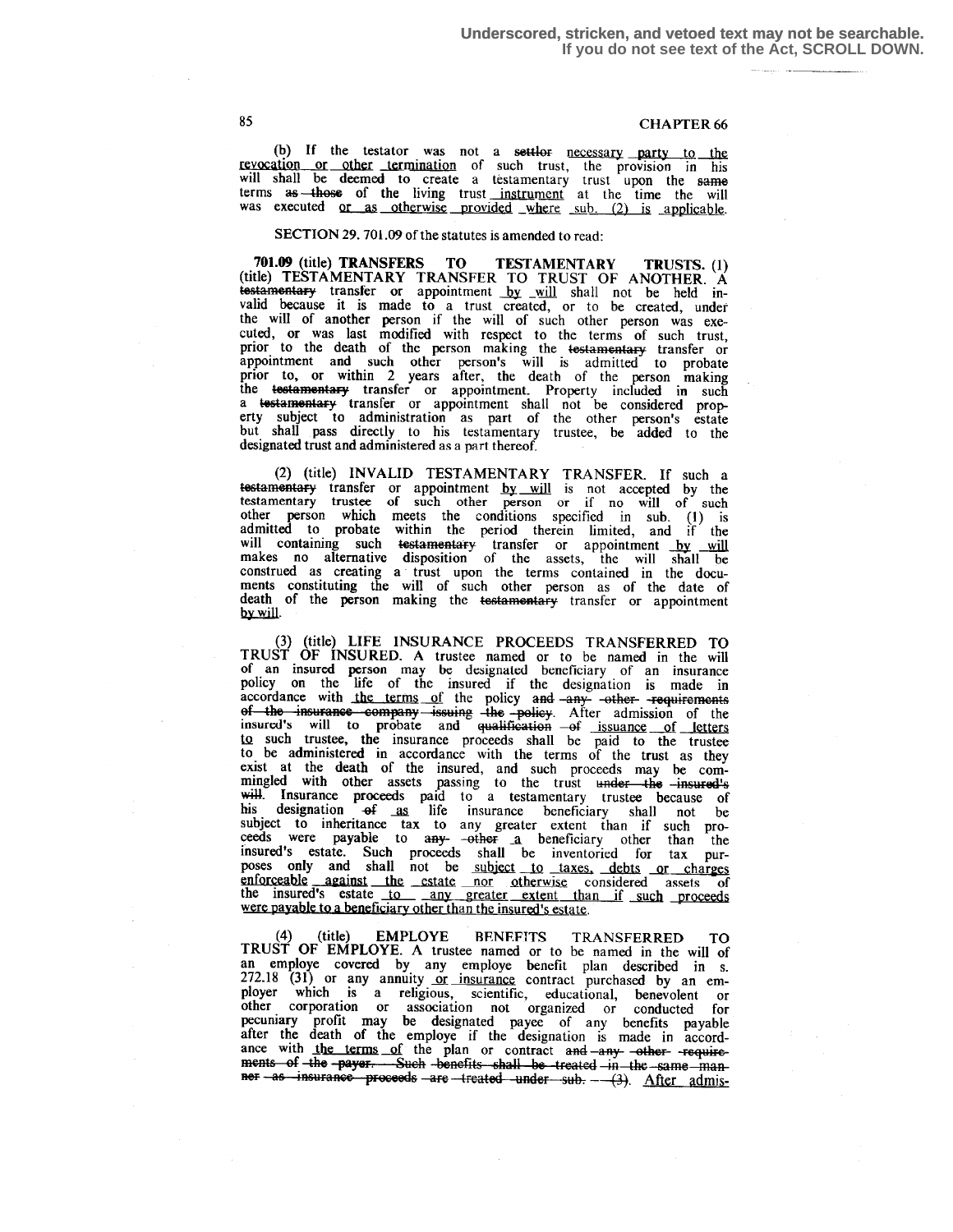**Underscored, stricken, and vetoed text may not be searchable. If you do not see text of the Act, SCROLL DOWN.**

(b) If the testator was not a settlor necessary party to the revocation or other termination of such trust, the provision in his will shall be deemed to create a testamentary trust upon the same terms as those of the living trust instrument at the time the will was executed or as otherwise provided where sub. (2) is applicable.

SECTION 29. 701.09 of the statutes is amended to read:

**701.09** (title) **TRANSFERS TO TESTAMENTARY TRUSTS.** (1) (title) TESTAMENTARY TRANSFER TO TRUST OF ANOTHER. A testamentary transfer or appointment by will shall not be held invalid because it is made to a trust created, or to be created, under the will of another person if the will of such other person was executed, or was last modified with respect to the terms of such trust, prior to the death of the person making the testamentary transfer or appointment and such other person's will is admitted to probate prior to, or within 2 years after, the death of the person making the testamentary transfer or appointment. Property included in such a testamentary transfer or appointment shall not be considered property subject to administration as part of the other person's estate but shall pass directly to his testamentary trustee, be added to the designated trust and administered as a part thereof.

(2) (title) INVALID TESTAMENTARY TRANSFER. If such a testamentary transfer or appointment by will is not accepted by the testamentary trustee of such other person or if no will of such other person which meets the conditions specified in sub. (1) is admitted to probate within the period therein limited, and if the will containing such testamentary transfer or appointment by will makes no alternative disposition of the assets, the will shall be construed as creating a trust upon the terms contained in the documents constituting the will of such other person as of the date of death of the person making the testamentary transfer or appointment by will.

(3) (title) LIFE INSURANCE PROCEEDS TRANSFERRED TO TRUST OF INSURED. A trustee named or to be named in the will of an insured person may be designated beneficiary of an insurance policy on the life of the insured if the designation is made in accordance with the terms of the policy and any other requirements of the insurance company issuing the policy. After admission of the insured's will to probate and qualification of issuance of letters to such trustee, the insurance proceeds shall be paid to the trustee to be administered in accordance with the terms of the trust as they exist at the death of the insured, and such proceeds may be commingled with other assets passing to the trust under the insured's will. Insurance proceeds paid to a testamentary trustee because of his designation of as life insurance beneficiary shall not be subject to inheritance tax to any greater extent than if such proceeds were payable to any other a beneficiary other than the insured's estate. Such proceeds shall be inventoried for tax purposes only and shall not be subject to taxes, debts or charges enforceable against the estate nor otherwise considered assets of the insured's estate to any greater extent than if such proceeds were payable to a beneficiary other than the insured's estate.

(4) (title) EMPLOYE BENEFITS TRANSFERRED TO TRUST OF EMPLOYE. A trustee named or to be named in the will of an employe covered by any employe benefit plan described in s. 272.18 (31) or any annuity or insurance contract purchased by an employer which is a religious, scientific, educational, benevolent or other corporation or association not organized or conducted for pecuniary profit may be designated payee of any benefits payable after the death of the employe if the designation is made in accordance with the terms of the plan or contract and any other requirements of the payer. Such benefits shall be treated in the same manner as insurance proceeds are treated under sub. (3). After admis-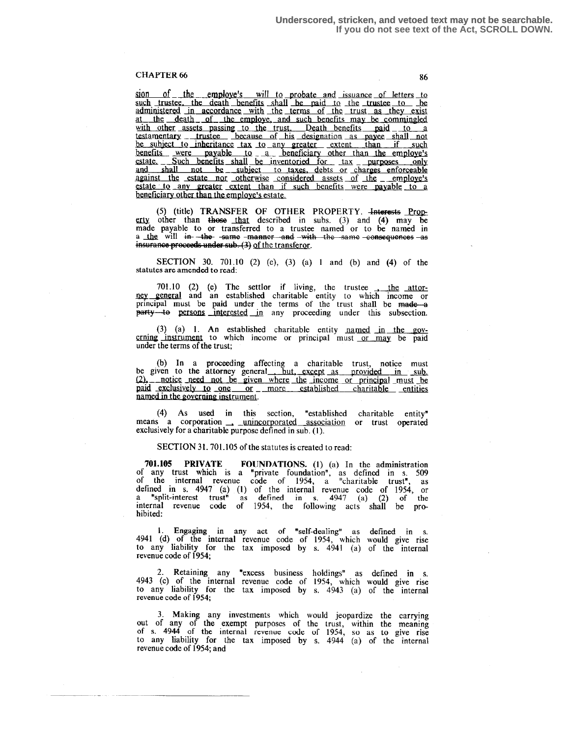Underscored, stricken, and vetoed text may not be searchable.
If you do not see text of the Act, SCROLL DOWN.

CHAPTER 66

sion of the employe's will to probate and issuance of letters to such trustee, the death benefits shall be paid to the trustee to be administered in accordance with the terms of the trust as they exist at the death of the employe, and such benefits may be commingled with other assets passing to the trust. Death benefits paid to a testamentary trustee because of his designation as payee shall not be subject to inheritance tax to any greater extent than if such benefits were payable to a beneficiary other than the employe's estate. Such benefits shall be inventoried for tax purposes only and shall not be subject to taxes, debts or charges enforceable against the estate nor otherwise considered assets of the employe's estate to any greater extent than if such benefits were payable to a beneficiary other than the employe's estate.

(5) (title) TRANSFER OF OTHER PROPERTY. ~~Interests~~ Property other than ~~those~~ that described in subs. (3) and (4) may be made payable to or transferred to a trustee named or to be named in a the will ~~in the same manner and with the same consequences as insurance proceeds under sub. (3)~~ of the transferor.

SECTION 30. 701.10 (2) (e), (3) (a) 1 and (b) and (4) of the statutes are amended to read:

701.10 (2) (e) The settlor if living, the trustee, the attorney general and an established charitable entity to which income or principal must be paid under the terms of the trust shall be ~~made a party to~~ persons interested in any proceeding under this subsection.

(3) (a) 1. An established charitable entity named in the governing instrument to which income or principal must or may be paid under the terms of the trust;

(b) In a proceeding affecting a charitable trust, notice must be given to the attorney general, but, except as provided in sub. (2), notice need not be given where the income or principal must be paid exclusively to one or more established charitable entities named in the governing instrument.

(4) As used in this section, "established charitable entity" means a corporation, unincorporated association or trust operated exclusively for a charitable purpose defined in sub. (1).

SECTION 31. 701.105 of the statutes is created to read:

**701.105 PRIVATE FOUNDATIONS.** (1) (a) In the administration of any trust which is a "private foundation", as defined in s. 509 of the internal revenue code of 1954, a "charitable trust", as defined in s. 4947 (a) (1) of the internal revenue code of 1954, or a "split-interest trust" as defined in s. 4947 (a) (2) of the internal revenue code of 1954, the following acts shall be prohibited:

1. Engaging in any act of "self-dealing" as defined in s. 4941 (d) of the internal revenue code of 1954, which would give rise to any liability for the tax imposed by s. 4941 (a) of the internal revenue code of 1954;

2. Retaining any "excess business holdings" as defined in s. 4943 (c) of the internal revenue code of 1954, which would give rise to any liability for the tax imposed by s. 4943 (a) of the internal revenue code of 1954;

3. Making any investments which would jeopardize the carrying out of any of the exempt purposes of the trust, within the meaning of s. 4944 of the internal revenue code of 1954, so as to give rise to any liability for the tax imposed by s. 4944 (a) of the internal revenue code of 1954; and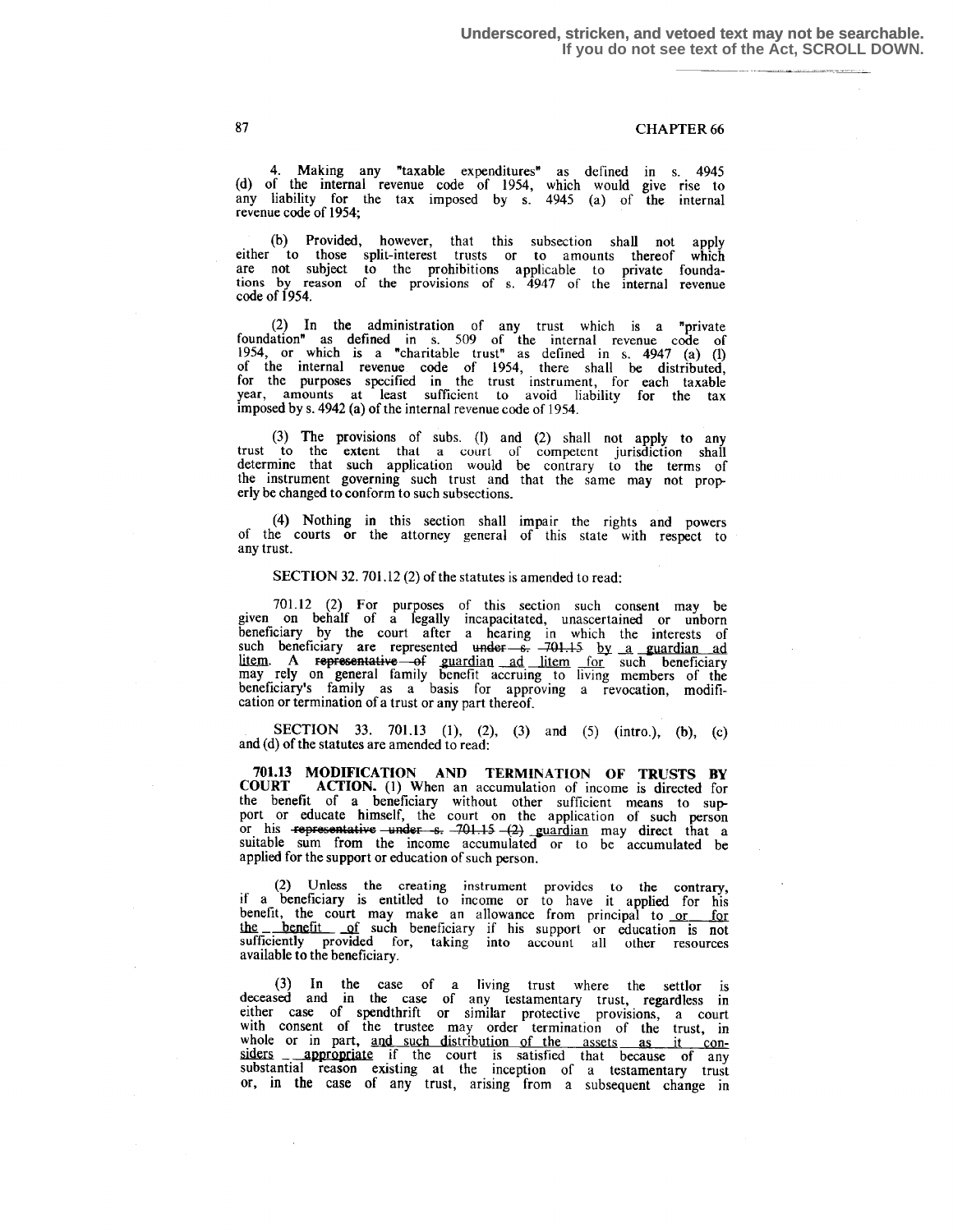Underscored, stricken, and vetoed text may not be searchable.
If you do not see text of the Act, SCROLL DOWN.

4. Making any "taxable expenditures" as defined in s. 4945 (d) of the internal revenue code of 1954, which would give rise to any liability for the tax imposed by s. 4945 (a) of the internal revenue code of 1954;

(b) Provided, however, that this subsection shall not apply either to those split-interest trusts or to amounts thereof which are not subject to the prohibitions applicable to private foundations by reason of the provisions of s. 4947 of the internal revenue code of 1954.

(2) In the administration of any trust which is a "private foundation" as defined in s. 509 of the internal revenue code of 1954, or which is a "charitable trust" as defined in s. 4947 (a) (l) of the internal revenue code of 1954, there shall be distributed, for the purposes specified in the trust instrument, for each taxable year, amounts at least sufficient to avoid liability for the tax imposed by s. 4942 (a) of the internal revenue code of 1954.

(3) The provisions of subs. (l) and (2) shall not apply to any trust to the extent that a court of competent jurisdiction shall determine that such application would be contrary to the terms of the instrument governing such trust and that the same may not properly be changed to conform to such subsections.

(4) Nothing in this section shall impair the rights and powers of the courts or the attorney general of this state with respect to any trust.

SECTION 32. 701.12 (2) of the statutes is amended to read:

701.12 (2) For purposes of this section such consent may be given on behalf of a legally incapacitated, unascertained or unborn beneficiary by the court after a hearing in which the interests of such beneficiary are represented ~~under s. 701.15~~ by a guardian ad litem. A ~~representative of~~ guardian ad litem for such beneficiary may rely on general family benefit accruing to living members of the beneficiary's family as a basis for approving a revocation, modification or termination of a trust or any part thereof.

SECTION 33. 701.13 (1), (2), (3) and (5) (intro.), (b), (c) and (d) of the statutes are amended to read:

**701.13 MODIFICATION AND TERMINATION OF TRUSTS BY COURT ACTION.** (1) When an accumulation of income is directed for the benefit of a beneficiary without other sufficient means to support or educate himself, the court on the application of such person or his ~~representative under s. 701.15 (2)~~ guardian may direct that a suitable sum from the income accumulated or to be accumulated be applied for the support or education of such person.

(2) Unless the creating instrument provides to the contrary, if a beneficiary is entitled to income or to have it applied for his benefit, the court may make an allowance from principal to or for the benefit of such beneficiary if his support or education is not sufficiently provided for, taking into account all other resources available to the beneficiary.

(3) In the case of a living trust where the settlor is deceased and in the case of any testamentary trust, regardless in either case of spendthrift or similar protective provisions, a court with consent of the trustee may order termination of the trust, in whole or in part, and such distribution of the assets as it considers appropriate if the court is satisfied that because of any substantial reason existing at the inception of a testamentary trust or, in the case of any trust, arising from a subsequent change in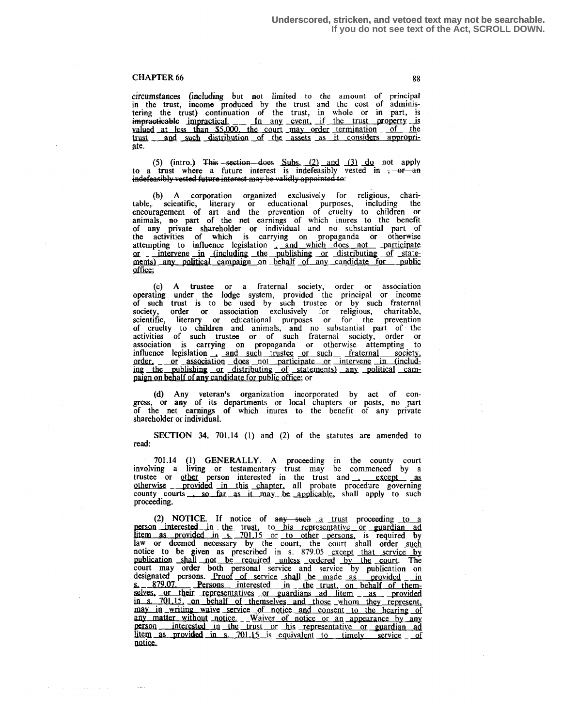Underscored, stricken, and vetoed text may not be searchable.
If you do not see text of the Act, SCROLL DOWN.

circumstances (including but not limited to the amount of principal in the trust, income produced by the trust and the cost of administering the trust) continuation of the trust, in whole or in part, is ~~impracticable~~ impractical. In any event, if the trust property is valued at less than $5,000, the court may order termination of the trust and such distribution of the assets as it considers appropriate.

(5) (intro.) ~~This section does~~ Subs. (2) and (3) do not apply to a trust where a future interest is indefeasibly vested in ~~, or an indefeasibly vested future interest may be validly appointed to~~:

(b) A corporation organized exclusively for religious, charitable, scientific, literary or educational purposes, including the encouragement of art and the prevention of cruelty to children or animals, no part of the net earnings of which inures to the benefit of any private shareholder or individual and no substantial part of the activities of which is carrying on propaganda or otherwise attempting to influence legislation, and which does not participate or intervene in (including the publishing or distributing of statements) any political campaign on behalf of any candidate for public office;

(c) A trustee or a fraternal society, order or association operating under the lodge system, provided the principal or income of such trust is to be used by such trustee or by such fraternal society, order or association exclusively for religious, charitable, scientific, literary or educational purposes or for the prevention of cruelty to children and animals, and no substantial part of the activities of such trustee or of such fraternal society, order or association is carrying on propaganda or otherwise attempting to influence legislation, and such trustee or such fraternal society, order, or association does not participate or intervene in (including the publishing or distributing of statements) any political campaign on behalf of any candidate for public office; or

(d) Any veteran's organization incorporated by act of congress, or ~~any~~ of its departments or local chapters or posts, no part of the net earnings of which inures to the benefit of any private shareholder or individual.

**SECTION 34.** 701.14 (1) and (2) of the statutes are amended to read:

701.14 (1) GENERALLY. A proceeding in the county court involving a living or testamentary trust may be commenced by a trustee or other person interested in the trust and, except as otherwise provided in this chapter, all probate procedure governing county courts, so far as it may be applicable, shall apply to such proceeding.

(2) NOTICE. If notice of ~~any such~~ a trust proceeding to a person interested in the trust, to his representative or guardian ad litem as provided in s. 701.15 or to other persons, is required by law or deemed necessary by the court, the court shall order such notice to be given as prescribed in s. 879.05 except that service by publication shall not be required unless ordered by the court. The court may order both personal service and service by publication on designated persons. Proof of service shall be made as provided in s. 879.07. Persons interested in the trust, on behalf of themselves, or their representatives or guardians ad litem as provided in s. 701.15, on behalf of themselves and those whom they represent, may in writing waive service of notice and consent to the hearing of any matter without notice. Waiver of notice or an appearance by any person interested in the trust or his representative or guardian ad litem as provided in s. 701.15 is equivalent to timely service of notice.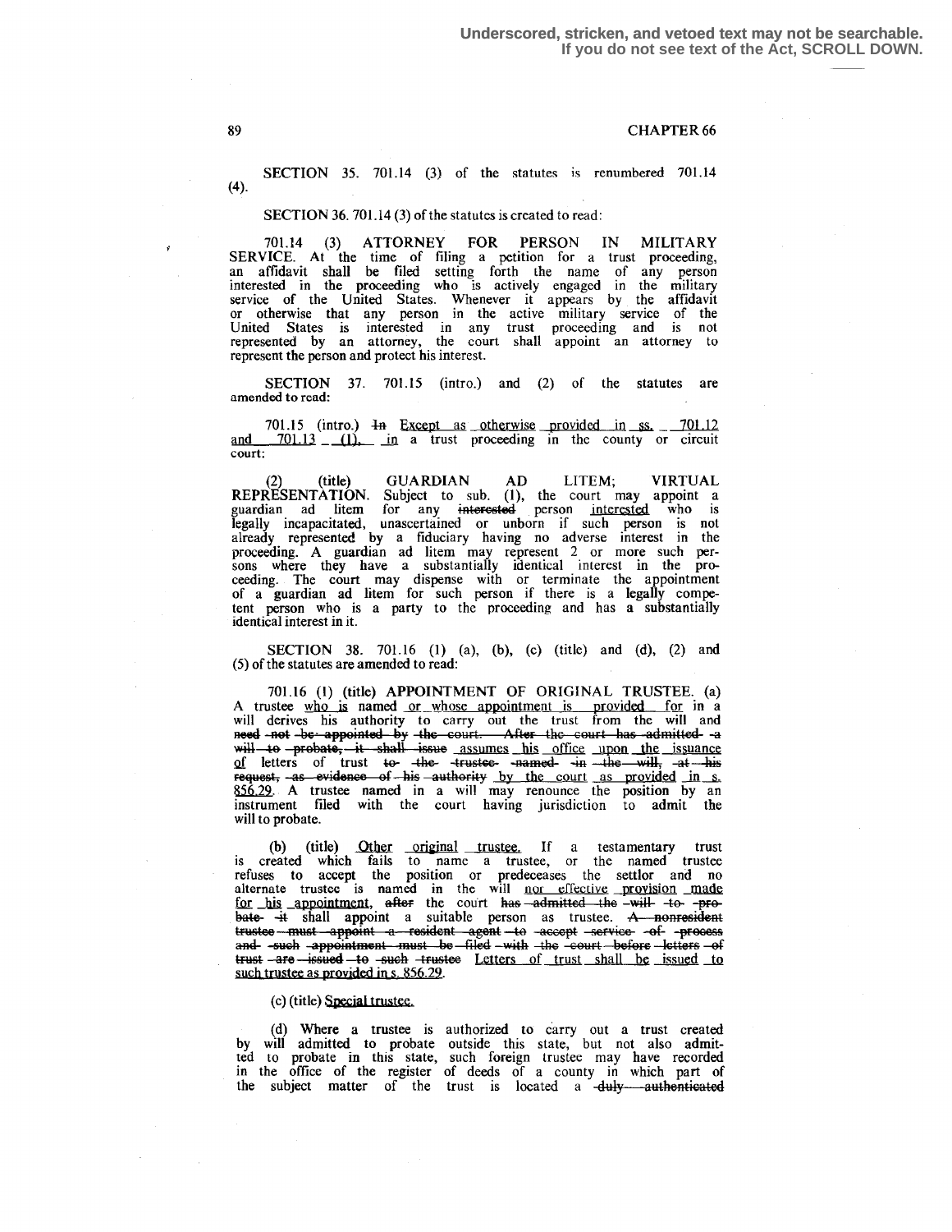Underscored, stricken, and vetoed text may not be searchable.
If you do not see text of the Act, SCROLL DOWN.

SECTION 35. 701.14 (3) of the statutes is renumbered 701.14 (4).

SECTION 36. 701.14 (3) of the statutes is created to read:

701.14 (3) ATTORNEY FOR PERSON IN MILITARY SERVICE. At the time of filing a petition for a trust proceeding, an affidavit shall be filed setting forth the name of any person interested in the proceeding who is actively engaged in the military service of the United States. Whenever it appears by the affidavit or otherwise that any person in the active military service of the United States is interested in any trust proceeding and is not represented by an attorney, the court shall appoint an attorney to represent the person and protect his interest.

SECTION 37. 701.15 (intro.) and (2) of the statutes are amended to read:

701.15 (intro.) ~~In~~ Except as otherwise provided in ss. 701.12 and 701.13 (1), in a trust proceeding in the county or circuit court:

(2) (title) GUARDIAN AD LITEM; VIRTUAL REPRESENTATION. Subject to sub. (1), the court may appoint a guardian ad litem for any ~~interested~~ person interested who is legally incapacitated, unascertained or unborn if such person is not already represented by a fiduciary having no adverse interest in the proceeding. A guardian ad litem may represent 2 or more such persons where they have a substantially identical interest in the proceeding. The court may dispense with or terminate the appointment of a guardian ad litem for such person if there is a legally competent person who is a party to the proceeding and has a substantially identical interest in it.

SECTION 38. 701.16 (1) (a), (b), (c) (title) and (d), (2) and (5) of the statutes are amended to read:

701.16 (1) (title) APPOINTMENT OF ORIGINAL TRUSTEE. (a) A trustee who is named or whose appointment is provided for in a will derives his authority to carry out the trust from the will and ~~need not be appointed by the court. After the court has admitted a will to probate, it shall issue~~ assumes his office upon the issuance of letters of trust ~~to the trustee named in the will, at his request, as evidence of his authority~~ by the court as provided in s. 856.29. A trustee named in a will may renounce the position by an instrument filed with the court having jurisdiction to admit the will to probate.

(b) (title) Other original trustee. If a testamentary trust is created which fails to name a trustee, or the named trustee refuses to accept the position or predeceases the settlor and no alternate trustee is named in the will nor effective provision made for his appointment, ~~after~~ the court ~~has admitted the will to probate it~~ shall appoint a suitable person as trustee. ~~A nonresident trustee must appoint a resident agent to accept service of process and such appointment must be filed with the court before letters of trust are issued to such trustee~~ Letters of trust shall be issued to such trustee as provided in s. 856.29.

(c) (title) Special trustee.

(d) Where a trustee is authorized to carry out a trust created by will admitted to probate outside this state, but not also admitted to probate in this state, such foreign trustee may have recorded in the office of the register of deeds of a county in which part of the subject matter of the trust is located a ~~duly authenticated~~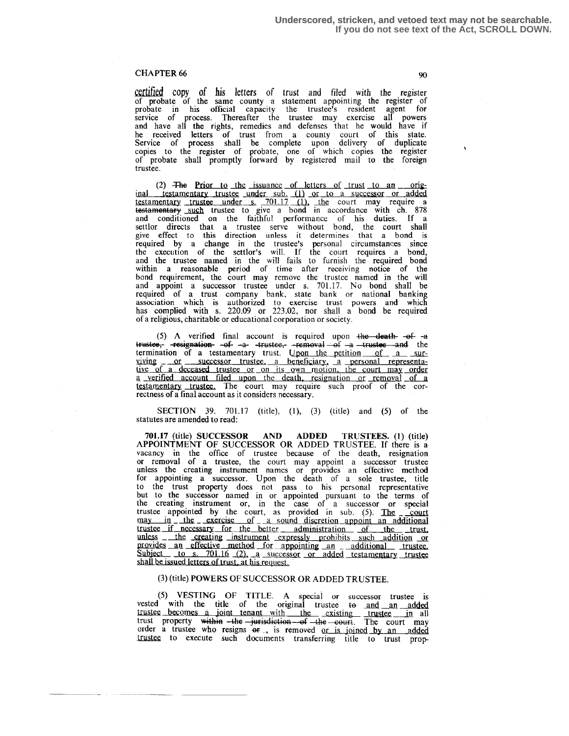Underscored, stricken, and vetoed text may not be searchable. If you do not see text of the Act, SCROLL DOWN.

CHAPTER 66

certified copy of his letters of trust and filed with the register of probate of the same county a statement appointing the register of probate in his official capacity the trustee's resident agent for service of process. Thereafter the trustee may exercise all powers and have all the rights, remedies and defenses that he would have if he received letters of trust from a county court of this state. Service of process shall be complete upon delivery of duplicate copies to the register of probate, one of which copies the register of probate shall promptly forward by registered mail to the foreign trustee.

(2) ~~The~~ Prior to the issuance of letters of trust to an original testamentary trustee under sub. (1) or to a successor or added testamentary trustee under s. 701.17 (1), the court may require a ~~testamentary~~ such trustee to give a bond in accordance with ch. 878 and conditioned on the faithful performance of his duties. If a settlor directs that a trustee serve without bond, the court shall give effect to this direction unless it determines that a bond is required by a change in the trustee's personal circumstances since the execution of the settlor's will. If the court requires a bond, and the trustee named in the will fails to furnish the required bond within a reasonable period of time after receiving notice of the bond requirement, the court may remove the trustee named in the will and appoint a successor trustee under s. 701.17. No bond shall be required of a trust company bank, state bank or national banking association which is authorized to exercise trust powers and which has complied with s. 220.09 or 223.02, nor shall a bond be required of a religious, charitable or educational corporation or society.

(5) A verified final account is required upon ~~the death of a trustee, resignation of a trustee, removal of a trustee and~~ the termination of a testamentary trust. Upon the petition of a surviving or successor trustee, a beneficiary, a personal representative of a deceased trustee or on its own motion, the court may order a verified account filed upon the death, resignation or removal of a testamentary trustee. The court may require such proof of the correctness of a final account as it considers necessary.

SECTION 39. 701.17 (title), (1), (3) (title) and (5) of the statutes are amended to read:

**701.17** (title) **SUCCESSOR AND ADDED TRUSTEES.** (1) (title) APPOINTMENT OF SUCCESSOR OR ADDED TRUSTEE. If there is a vacancy in the office of trustee because of the death, resignation or removal of a trustee, the court may appoint a successor trustee unless the creating instrument names or provides an effective method for appointing a successor. Upon the death of a sole trustee, title to the trust property does not pass to his personal representative but to the successor named in or appointed pursuant to the terms of the creating instrument or, in the case of a successor or special trustee appointed by the court, as provided in sub. (5). The court may in the exercise of a sound discretion appoint an additional trustee if necessary for the better administration of the trust, unless the creating instrument expressly prohibits such addition or provides an effective method for appointing an additional trustee. Subject to s. 701.16 (2), a successor or added testamentary trustee shall be issued letters of trust, at his request.

(3) (title) POWERS OF SUCCESSOR OR ADDED TRUSTEE.

(5) VESTING OF TITLE. A special or successor trustee is vested with the title of the original trustee ~~to~~ and an added trustee becomes a joint tenant with the existing trustee in all trust property ~~within the jurisdiction of the court~~. The court may order a trustee who resigns ~~or~~ , is removed or is joined by an added trustee to execute such documents transferring title to trust prop-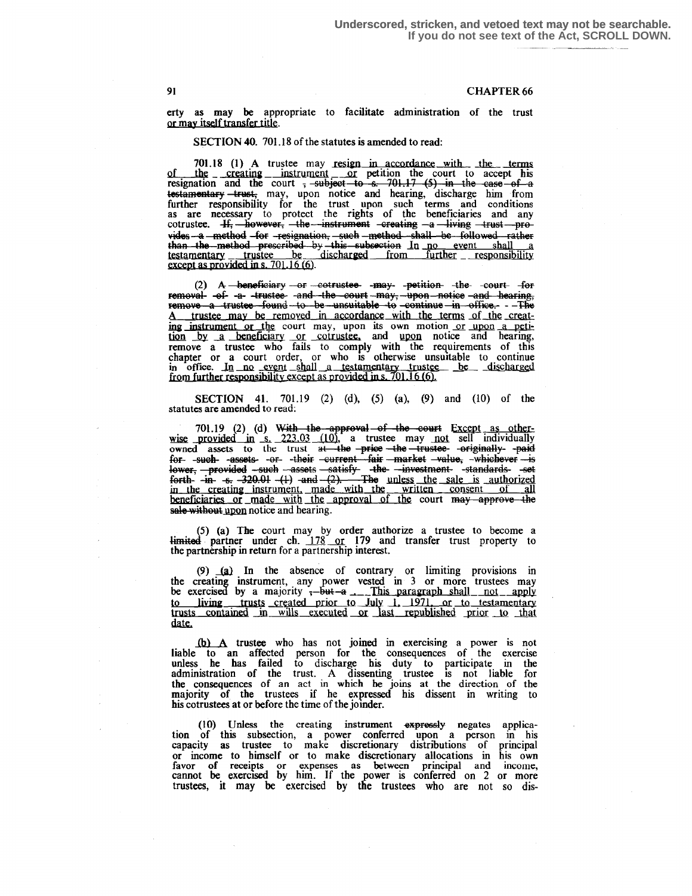Underscored, stricken, and vetoed text may not be searchable. If you do not see text of the Act, SCROLL DOWN.

erty as may be appropriate to facilitate administration of the trust or may itself transfer title.

SECTION 40. 701.18 of the statutes is amended to read:

701.18 (1) A trustee may resign in accordance with the terms of the creating instrument or petition the court to accept his resignation and the court ~~, subject to s. 701.17 (5) in the case of a testamentary trust,~~ may, upon notice and hearing, discharge him from further responsibility for the trust upon such terms and conditions as are necessary to protect the rights of the beneficiaries and any cotrustee. ~~If, however, the instrument creating a living trust provides a method for resignation, such method shall be followed rather than the method prescribed by this subsection~~ In no event shall a testamentary trustee be discharged from further responsibility except as provided in s. 701.16 (6).

(2) ~~A beneficiary or cotrustee may petition the court for removal of a trustee and the court may, upon notice and hearing, remove a trustee found to be unsuitable to continue in office. The~~ A trustee may be removed in accordance with the terms of the creating instrument or the court may, upon its own motion or upon a petition by a beneficiary or cotrustee, and upon notice and hearing, remove a trustee who fails to comply with the requirements of this chapter or a court order, or who is otherwise unsuitable to continue in office. In no event shall a testamentary trustee be discharged from further responsibility except as provided in s. 701.16 (6).

SECTION 41. 701.19 (2) (d), (5) (a), (9) and (10) of the statutes are amended to read:

701.19 (2) (d) ~~With the approval of the court~~ Except as otherwise provided in s. 223.03 (10), a trustee may not sell individually owned assets to the trust ~~at the price the trustee originally paid for such assets or their current fair market value, whichever is lower, provided such assets satisfy the investment standards set forth in s. 320.01 (1) and (2). The~~ unless the sale is authorized in the creating instrument, made with the written consent of all beneficiaries or made with the approval of the court ~~may approve the sale without~~ upon notice and hearing.

(5) (a) The court may by order authorize a trustee to become a ~~limited~~ partner under ch. 178 or 179 and transfer trust property to the partnership in return for a partnership interest.

(9) (a) In the absence of contrary or limiting provisions in the creating instrument, any power vested in 3 or more trustees may be exercised by a majority ~~, but a~~ . This paragraph shall not apply to living trusts created prior to July 1, 1971, or to testamentary trusts contained in wills executed or last republished prior to that date.

(b) A trustee who has not joined in exercising a power is not liable to an affected person for the consequences of the exercise unless he has failed to discharge his duty to participate in the administration of the trust. A dissenting trustee is not liable for the consequences of an act in which he joins at the direction of the majority of the trustees if he expressed his dissent in writing to his cotrustees at or before the time of the joinder.

(10) Unless the creating instrument ~~expressly~~ negates application of this subsection, a power conferred upon a person in his capacity as trustee to make discretionary distributions of principal or income to himself or to make discretionary allocations in his own favor of receipts or expenses as between principal and income, cannot be exercised by him. If the power is conferred on 2 or more trustees, it may be exercised by the trustees who are not so dis-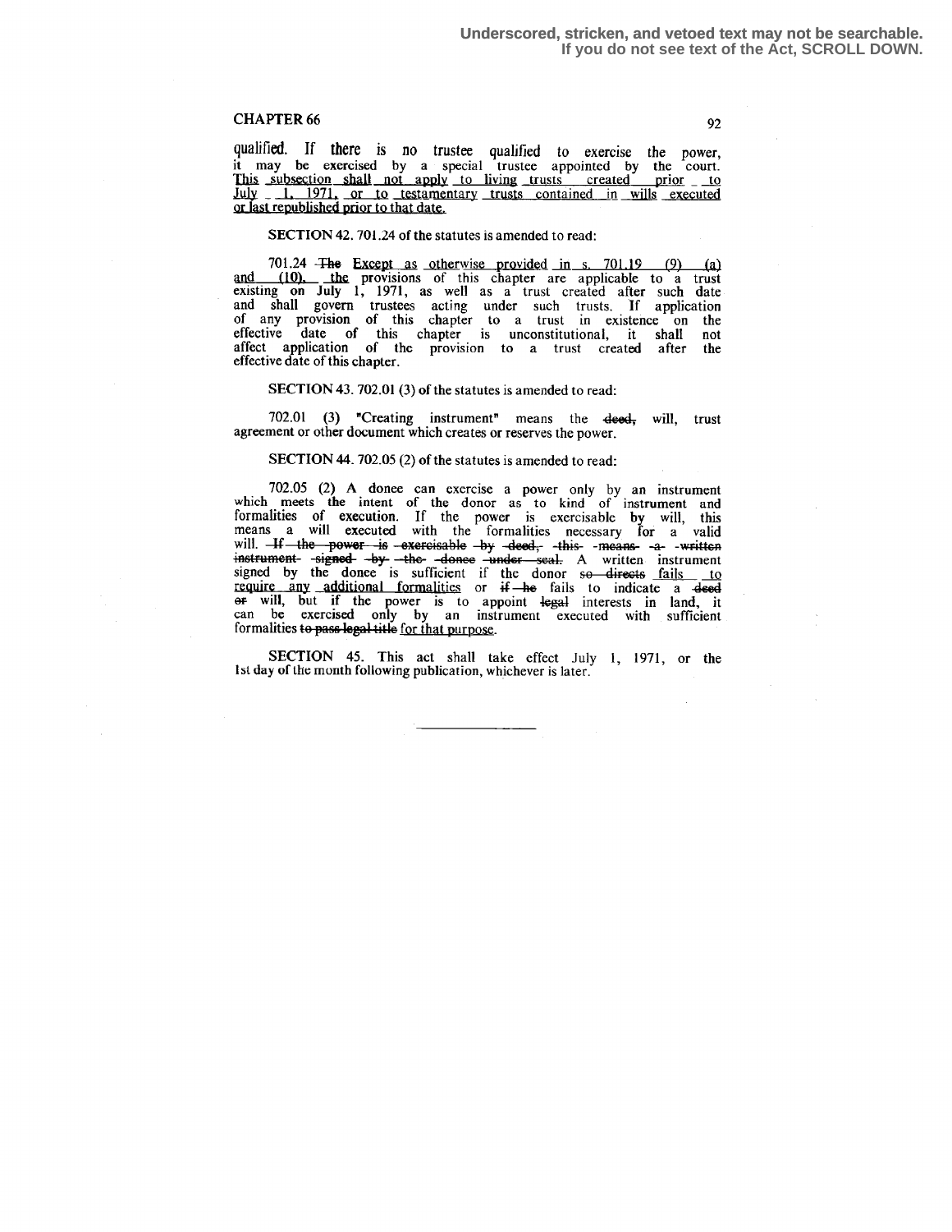qualified. If there is no trustee qualified to exercise the power, it may be exercised by a special trustee appointed by the court. This subsection shall not apply to living trusts created prior to July 1, 1971, or to testamentary trusts contained in wills executed or last republished prior to that date.

SECTION 42. 701.24 of the statutes is amended to read:

701.24 ~~The~~ Except as otherwise provided in s. 701.19 (9) (a) and (10), the provisions of this chapter are applicable to a trust existing on July 1, 1971, as well as a trust created after such date and shall govern trustees acting under such trusts. If application of any provision of this chapter to a trust in existence on the effective date of this chapter is unconstitutional, it shall not affect application of the provision to a trust created after the effective date of this chapter.

SECTION 43. 702.01 (3) of the statutes is amended to read:

702.01 (3) "Creating instrument" means the ~~deed,~~ will, trust agreement or other document which creates or reserves the power.

SECTION 44. 702.05 (2) of the statutes is amended to read:

702.05 (2) A donee can exercise a power only by an instrument which meets the intent of the donor as to kind of instrument and formalities of execution. If the power is exercisable by will, this means a will executed with the formalities necessary for a valid will. ~~If the power is exercisable by deed, this means a written instrument signed by the donee under seal.~~ A written instrument signed by the donee is sufficient if the donor ~~so directs~~ fails to require any additional formalities or ~~if he~~ fails to indicate a ~~deed or~~ will, but if the power is to appoint ~~legal~~ interests in land, it can be exercised only by an instrument executed with sufficient formalities ~~to pass legal title~~ for that purpose.

SECTION 45. This act shall take effect July 1, 1971, or the 1st day of the month following publication, whichever is later.